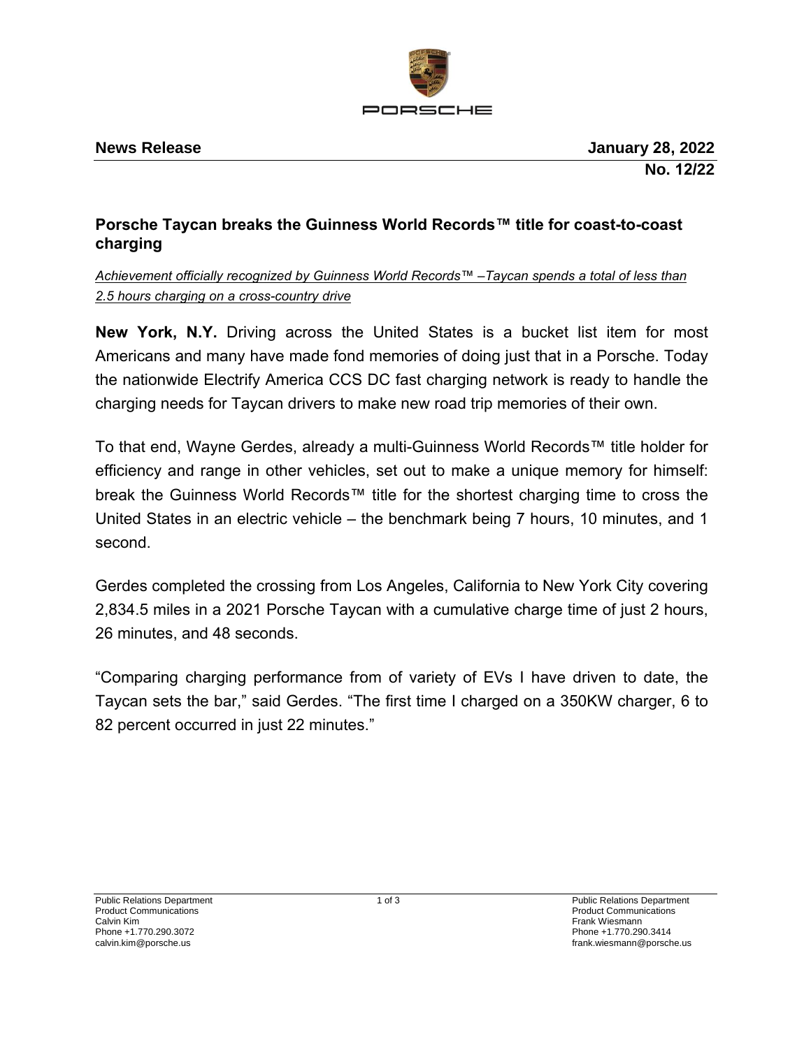**PORSCHE**

**News Release** **January 28, 2022**
**No. 12/22**

## Porsche Taycan breaks the Guinness World Records™ title for coast-to-coast charging

*Achievement officially recognized by Guinness World Records™ –Taycan spends a total of less than 2.5 hours charging on a cross-country drive*

**New York, N.Y.** Driving across the United States is a bucket list item for most Americans and many have made fond memories of doing just that in a Porsche. Today the nationwide Electrify America CCS DC fast charging network is ready to handle the charging needs for Taycan drivers to make new road trip memories of their own.

To that end, Wayne Gerdes, already a multi-Guinness World Records™ title holder for efficiency and range in other vehicles, set out to make a unique memory for himself: break the Guinness World Records™ title for the shortest charging time to cross the United States in an electric vehicle – the benchmark being 7 hours, 10 minutes, and 1 second.

Gerdes completed the crossing from Los Angeles, California to New York City covering 2,834.5 miles in a 2021 Porsche Taycan with a cumulative charge time of just 2 hours, 26 minutes, and 48 seconds.

"Comparing charging performance from of variety of EVs I have driven to date, the Taycan sets the bar," said Gerdes. "The first time I charged on a 350KW charger, 6 to 82 percent occurred in just 22 minutes."

Public Relations Department
Product Communications
Calvin Kim
Phone +1.770.290.3072
calvin.kim@porsche.us

Public Relations Department
Product Communications
Frank Wiesmann
Phone +1.770.290.3414
frank.wiesmann@porsche.us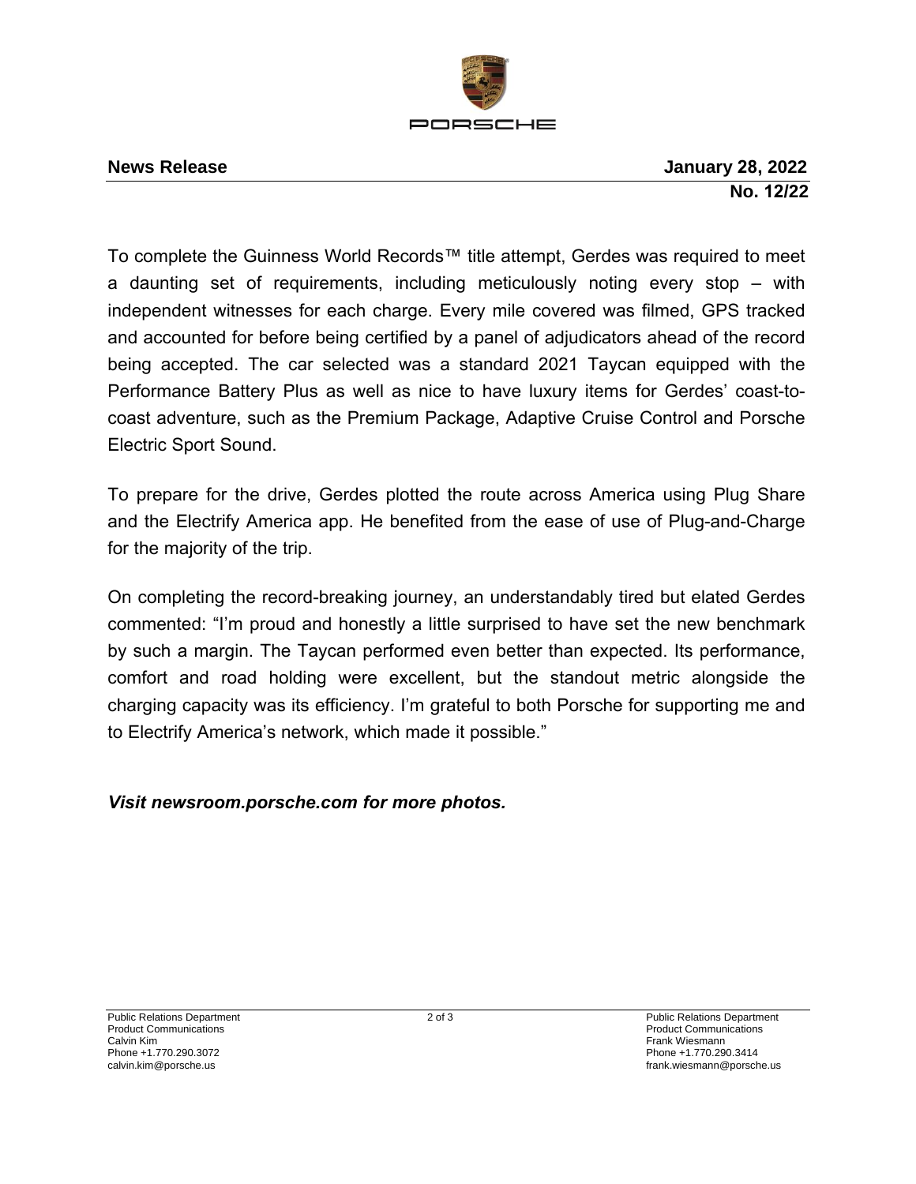**News Release** **January 28, 2022**

**No. 12/22**

To complete the Guinness World Records™ title attempt, Gerdes was required to meet a daunting set of requirements, including meticulously noting every stop – with independent witnesses for each charge. Every mile covered was filmed, GPS tracked and accounted for before being certified by a panel of adjudicators ahead of the record being accepted. The car selected was a standard 2021 Taycan equipped with the Performance Battery Plus as well as nice to have luxury items for Gerdes' coast-to-coast adventure, such as the Premium Package, Adaptive Cruise Control and Porsche Electric Sport Sound.

To prepare for the drive, Gerdes plotted the route across America using Plug Share and the Electrify America app. He benefited from the ease of use of Plug-and-Charge for the majority of the trip.

On completing the record-breaking journey, an understandably tired but elated Gerdes commented: "I'm proud and honestly a little surprised to have set the new benchmark by such a margin. The Taycan performed even better than expected. Its performance, comfort and road holding were excellent, but the standout metric alongside the charging capacity was its efficiency. I'm grateful to both Porsche for supporting me and to Electrify America's network, which made it possible."

***Visit newsroom.porsche.com for more photos.***

Public Relations Department
Product Communications
Calvin Kim
Phone +1.770.290.3072
calvin.kim@porsche.us

Public Relations Department
Product Communications
Frank Wiesmann
Phone +1.770.290.3414
frank.wiesmann@porsche.us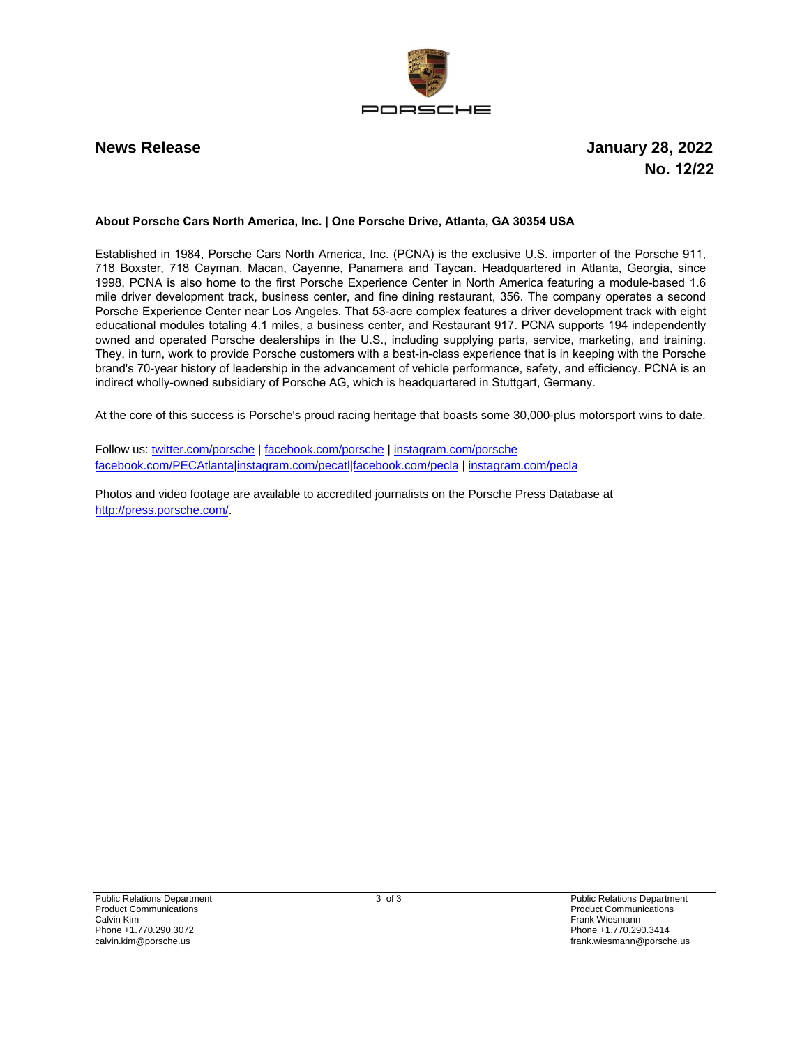**News Release** **January 28, 2022**

**No. 12/22**

**About Porsche Cars North America, Inc. | One Porsche Drive, Atlanta, GA 30354 USA**

Established in 1984, Porsche Cars North America, Inc. (PCNA) is the exclusive U.S. importer of the Porsche 911, 718 Boxster, 718 Cayman, Macan, Cayenne, Panamera and Taycan. Headquartered in Atlanta, Georgia, since 1998, PCNA is also home to the first Porsche Experience Center in North America featuring a module-based 1.6 mile driver development track, business center, and fine dining restaurant, 356. The company operates a second Porsche Experience Center near Los Angeles. That 53-acre complex features a driver development track with eight educational modules totaling 4.1 miles, a business center, and Restaurant 917. PCNA supports 194 independently owned and operated Porsche dealerships in the U.S., including supplying parts, service, marketing, and training. They, in turn, work to provide Porsche customers with a best-in-class experience that is in keeping with the Porsche brand's 70-year history of leadership in the advancement of vehicle performance, safety, and efficiency. PCNA is an indirect wholly-owned subsidiary of Porsche AG, which is headquartered in Stuttgart, Germany.

At the core of this success is Porsche's proud racing heritage that boasts some 30,000-plus motorsport wins to date.

Follow us: twitter.com/porsche | facebook.com/porsche | instagram.com/porsche
facebook.com/PECAtlanta|instagram.com/pecatl|facebook.com/pecla | instagram.com/pecla

Photos and video footage are available to accredited journalists on the Porsche Press Database at http://press.porsche.com/.

Public Relations Department
Product Communications
Calvin Kim
Phone +1.770.290.3072
calvin.kim@porsche.us

Public Relations Department
Product Communications
Frank Wiesmann
Phone +1.770.290.3414
frank.wiesmann@porsche.us